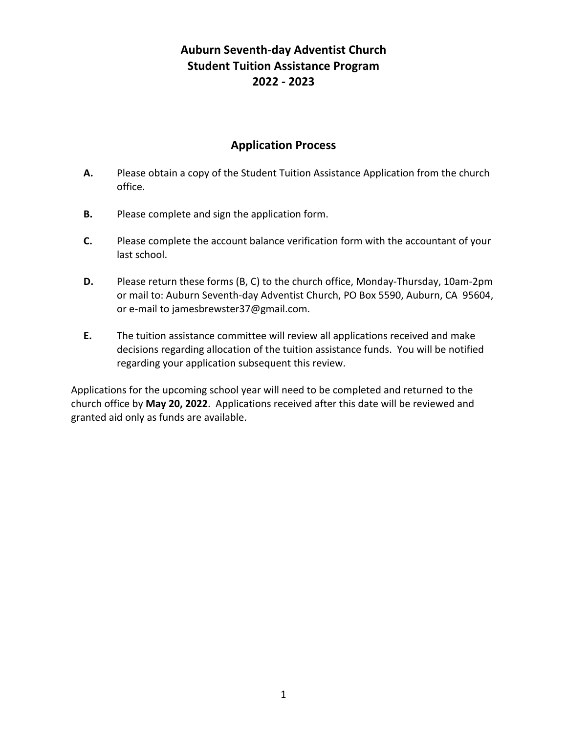# Auburn Seventh-day Adventist Church
# Student Tuition Assistance Program
# 2022 - 2023

## Application Process

**A.** Please obtain a copy of the Student Tuition Assistance Application from the church office.

**B.** Please complete and sign the application form.

**C.** Please complete the account balance verification form with the accountant of your last school.

**D.** Please return these forms (B, C) to the church office, Monday-Thursday, 10am-2pm or mail to: Auburn Seventh-day Adventist Church, PO Box 5590, Auburn, CA 95604, or e-mail to jamesbrewster37@gmail.com.

**E.** The tuition assistance committee will review all applications received and make decisions regarding allocation of the tuition assistance funds. You will be notified regarding your application subsequent this review.

Applications for the upcoming school year will need to be completed and returned to the church office by **May 20, 2022**. Applications received after this date will be reviewed and granted aid only as funds are available.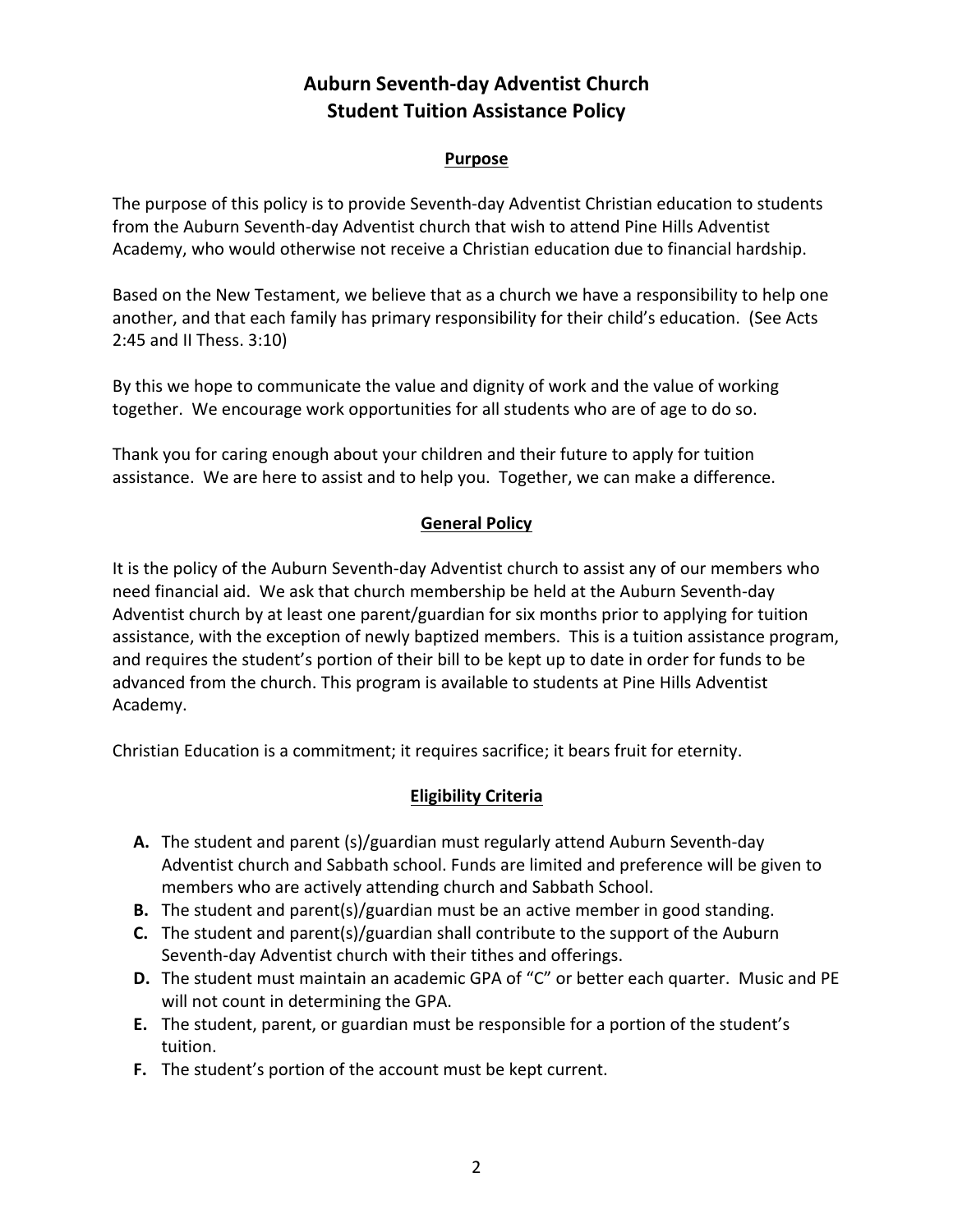# Auburn Seventh-day Adventist Church
# Student Tuition Assistance Policy

## Purpose

The purpose of this policy is to provide Seventh-day Adventist Christian education to students from the Auburn Seventh-day Adventist church that wish to attend Pine Hills Adventist Academy, who would otherwise not receive a Christian education due to financial hardship.

Based on the New Testament, we believe that as a church we have a responsibility to help one another, and that each family has primary responsibility for their child's education. (See Acts 2:45 and II Thess. 3:10)

By this we hope to communicate the value and dignity of work and the value of working together. We encourage work opportunities for all students who are of age to do so.

Thank you for caring enough about your children and their future to apply for tuition assistance. We are here to assist and to help you. Together, we can make a difference.

## General Policy

It is the policy of the Auburn Seventh-day Adventist church to assist any of our members who need financial aid. We ask that church membership be held at the Auburn Seventh-day Adventist church by at least one parent/guardian for six months prior to applying for tuition assistance, with the exception of newly baptized members. This is a tuition assistance program, and requires the student's portion of their bill to be kept up to date in order for funds to be advanced from the church. This program is available to students at Pine Hills Adventist Academy.

Christian Education is a commitment; it requires sacrifice; it bears fruit for eternity.

## Eligibility Criteria

- **A.** The student and parent (s)/guardian must regularly attend Auburn Seventh-day Adventist church and Sabbath school. Funds are limited and preference will be given to members who are actively attending church and Sabbath School.
- **B.** The student and parent(s)/guardian must be an active member in good standing.
- **C.** The student and parent(s)/guardian shall contribute to the support of the Auburn Seventh-day Adventist church with their tithes and offerings.
- **D.** The student must maintain an academic GPA of "C" or better each quarter. Music and PE will not count in determining the GPA.
- **E.** The student, parent, or guardian must be responsible for a portion of the student's tuition.
- **F.** The student's portion of the account must be kept current.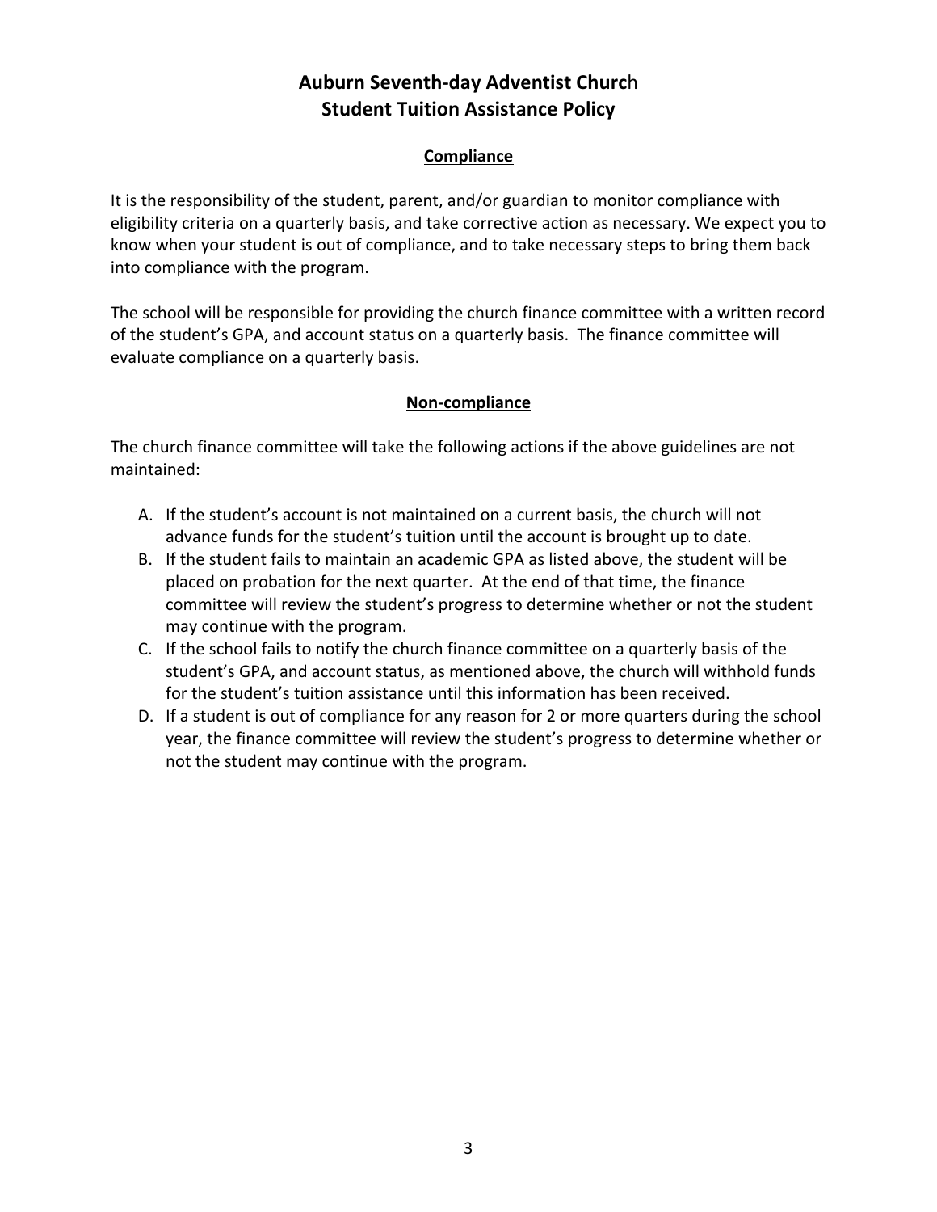# Auburn Seventh-day Adventist Church
# Student Tuition Assistance Policy

## Compliance

It is the responsibility of the student, parent, and/or guardian to monitor compliance with eligibility criteria on a quarterly basis, and take corrective action as necessary. We expect you to know when your student is out of compliance, and to take necessary steps to bring them back into compliance with the program.

The school will be responsible for providing the church finance committee with a written record of the student's GPA, and account status on a quarterly basis. The finance committee will evaluate compliance on a quarterly basis.

## Non-compliance

The church finance committee will take the following actions if the above guidelines are not maintained:

A. If the student's account is not maintained on a current basis, the church will not advance funds for the student's tuition until the account is brought up to date.
B. If the student fails to maintain an academic GPA as listed above, the student will be placed on probation for the next quarter. At the end of that time, the finance committee will review the student's progress to determine whether or not the student may continue with the program.
C. If the school fails to notify the church finance committee on a quarterly basis of the student's GPA, and account status, as mentioned above, the church will withhold funds for the student's tuition assistance until this information has been received.
D. If a student is out of compliance for any reason for 2 or more quarters during the school year, the finance committee will review the student's progress to determine whether or not the student may continue with the program.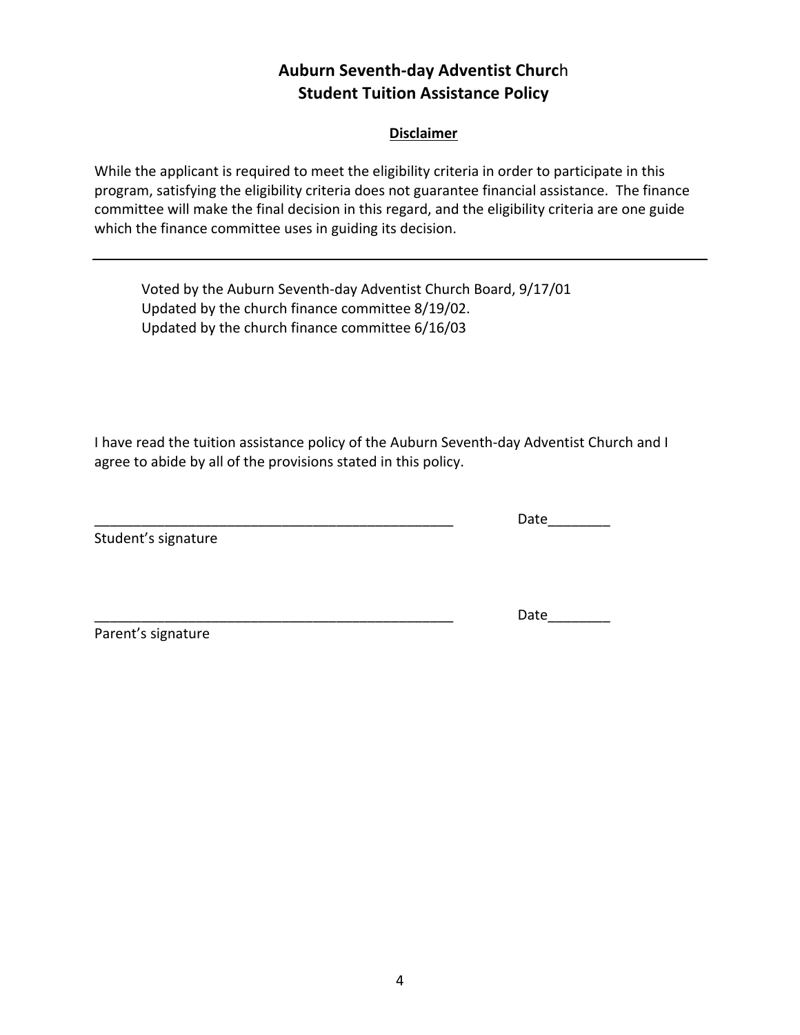# Auburn Seventh-day Adventist Church
## Student Tuition Assistance Policy

**Disclaimer**

While the applicant is required to meet the eligibility criteria in order to participate in this program, satisfying the eligibility criteria does not guarantee financial assistance. The finance committee will make the final decision in this regard, and the eligibility criteria are one guide which the finance committee uses in guiding its decision.

---

Voted by the Auburn Seventh-day Adventist Church Board, 9/17/01
Updated by the church finance committee 8/19/02.
Updated by the church finance committee 6/16/03

I have read the tuition assistance policy of the Auburn Seventh-day Adventist Church and I agree to abide by all of the provisions stated in this policy.

_______________________________________________ Date________
Student's signature

_______________________________________________ Date________
Parent's signature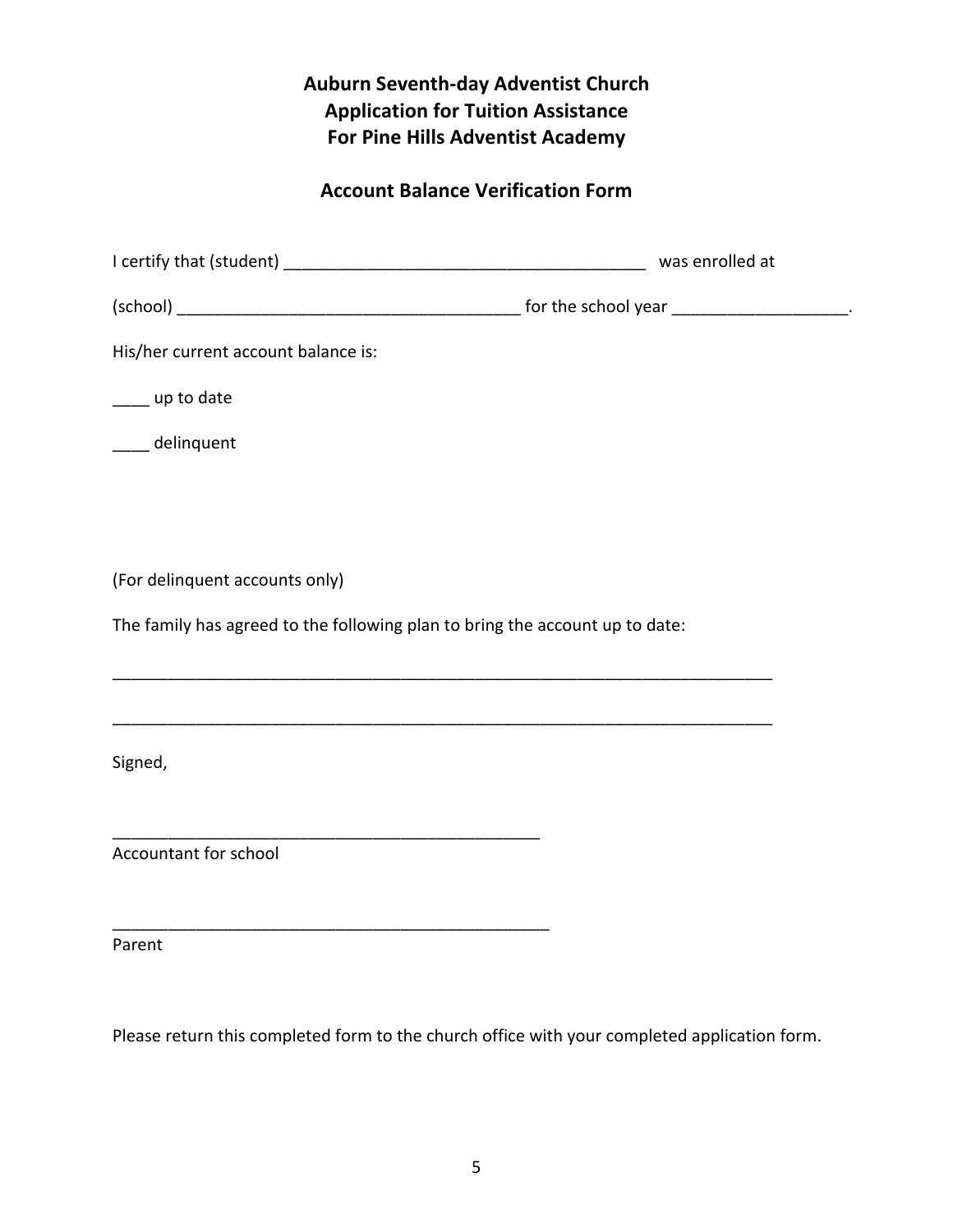# Auburn Seventh-day Adventist Church
# Application for Tuition Assistance
# For Pine Hills Adventist Academy

## Account Balance Verification Form

I certify that (student) ________________________________________ was enrolled at

(school) ______________________________________ for the school year ___________________.

His/her current account balance is:

____ up to date

____ delinquent

(For delinquent accounts only)

The family has agreed to the following plan to bring the account up to date:

__________________________________________________________________________

__________________________________________________________________________

Signed,

________________________________________________
Accountant for school

________________________________________________
Parent

Please return this completed form to the church office with your completed application form.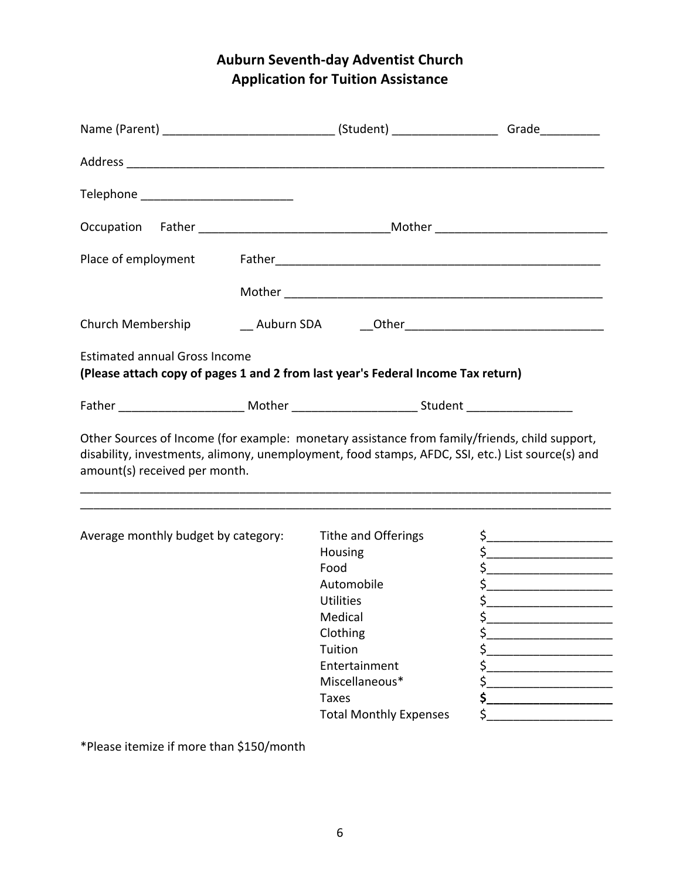# Auburn Seventh-day Adventist Church
# Application for Tuition Assistance

Name (Parent) __________________________ (Student) ________________ Grade_________

Address ____________________________________________________________________________

Telephone ________________________

Occupation Father _____________________________Mother __________________________

Place of employment Father___________________________________________________

Mother ___________________________________________________

Church Membership __ Auburn SDA __Other_______________________________

Estimated annual Gross Income

**(Please attach copy of pages 1 and 2 from last year's Federal Income Tax return)**

Father ___________________ Mother ___________________ Student ________________

Other Sources of Income (for example: monetary assistance from family/friends, child support, disability, investments, alimony, unemployment, food stamps, AFDC, SSI, etc.) List source(s) and amount(s) received per month.

_________________________________________________________________________________

_________________________________________________________________________________

Average monthly budget by category:

| Category | Amount |
|---|---|
| Tithe and Offerings | $___________________ |
| Housing | $___________________ |
| Food | $___________________ |
| Automobile | $___________________ |
| Utilities | $___________________ |
| Medical | $___________________ |
| Clothing | $___________________ |
| Tuition | $___________________ |
| Entertainment | $___________________ |
| Miscellaneous* | $___________________ |
| Taxes | **$___________________** |
| Total Monthly Expenses | $___________________ |

*Please itemize if more than $150/month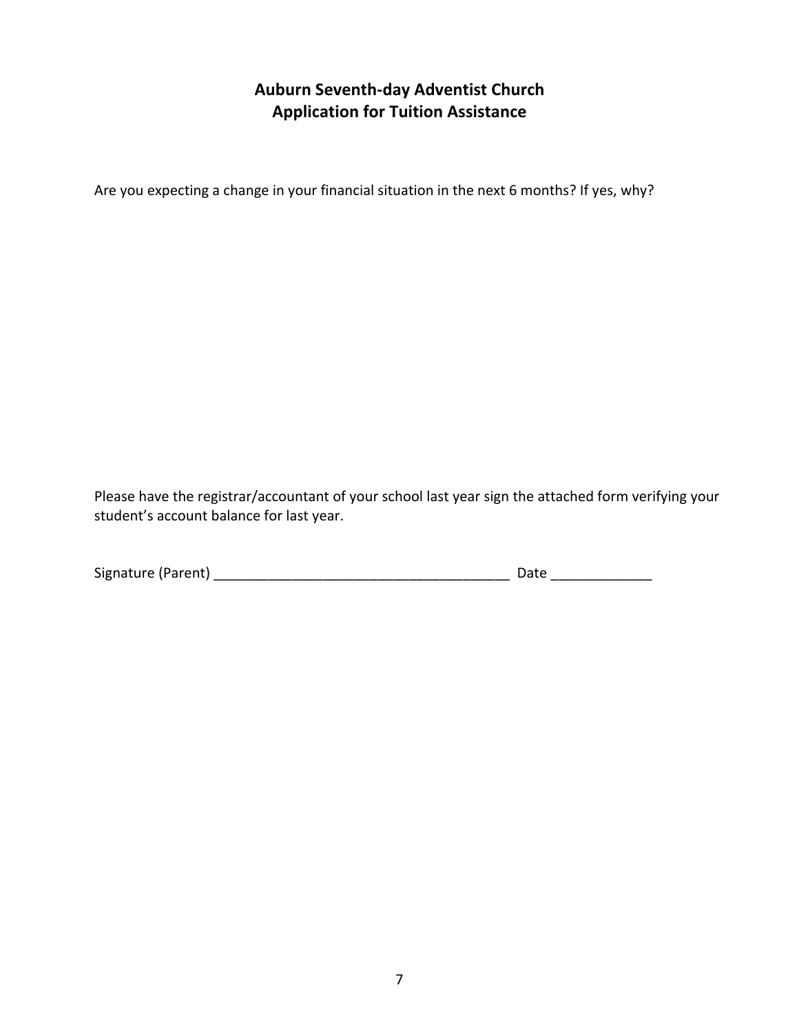## Auburn Seventh-day Adventist Church
## Application for Tuition Assistance

Are you expecting a change in your financial situation in the next 6 months? If yes, why?

Please have the registrar/accountant of your school last year sign the attached form verifying your student's account balance for last year.

Signature (Parent) ______________________________________ Date _____________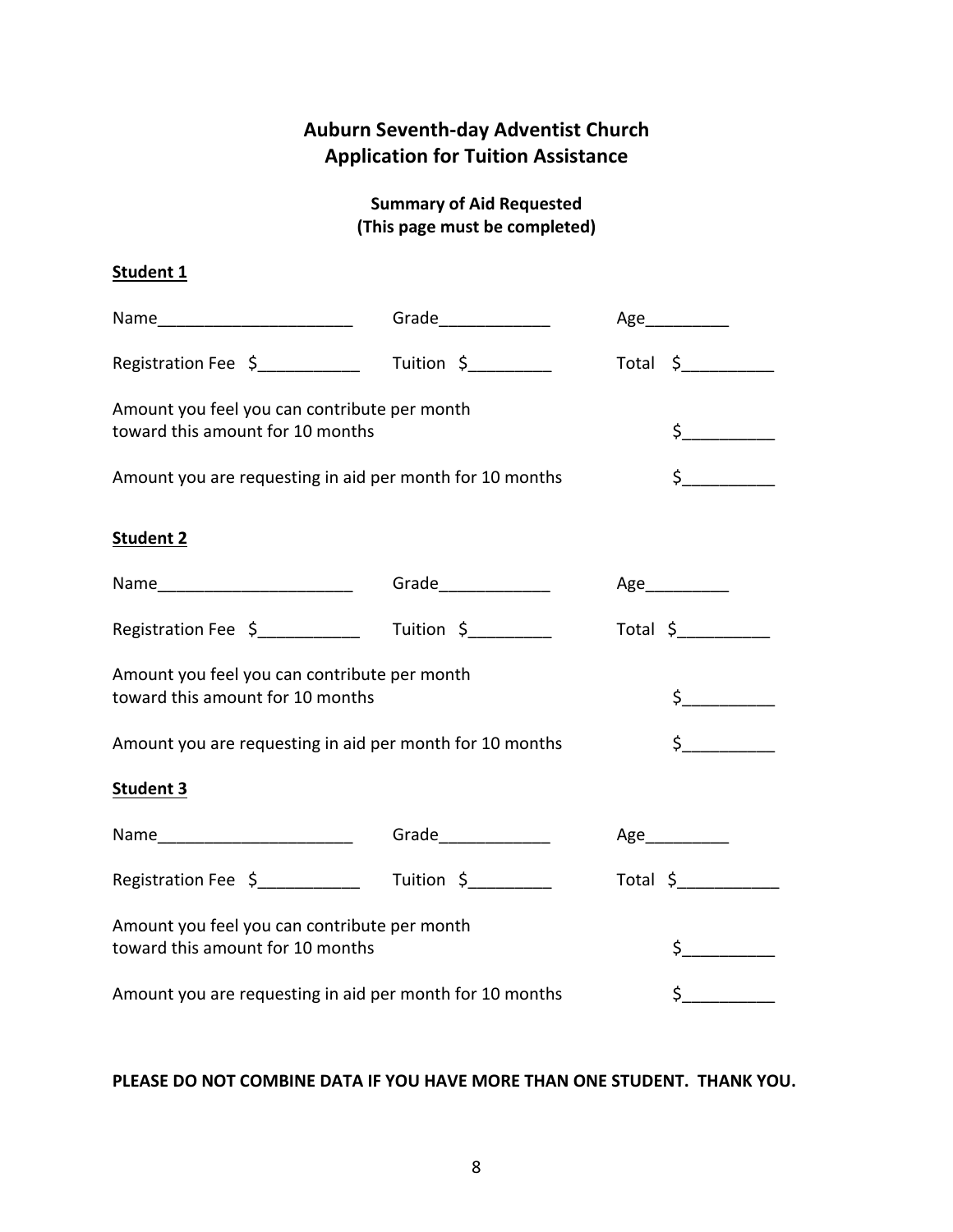## Auburn Seventh-day Adventist Church
## Application for Tuition Assistance

### Summary of Aid Requested
### (This page must be completed)

**Student 1**

Name______________________ Grade____________ Age_________

Registration Fee $___________ Tuition $_________ Total $__________

Amount you feel you can contribute per month toward this amount for 10 months $__________

Amount you are requesting in aid per month for 10 months $__________

**Student 2**

Name______________________ Grade____________ Age_________

Registration Fee $___________ Tuition $_________ Total $__________

Amount you feel you can contribute per month toward this amount for 10 months $__________

Amount you are requesting in aid per month for 10 months $__________

**Student 3**

Name______________________ Grade____________ Age_________

Registration Fee $___________ Tuition $_________ Total $___________

Amount you feel you can contribute per month toward this amount for 10 months $__________

Amount you are requesting in aid per month for 10 months $__________

**PLEASE DO NOT COMBINE DATA IF YOU HAVE MORE THAN ONE STUDENT. THANK YOU.**